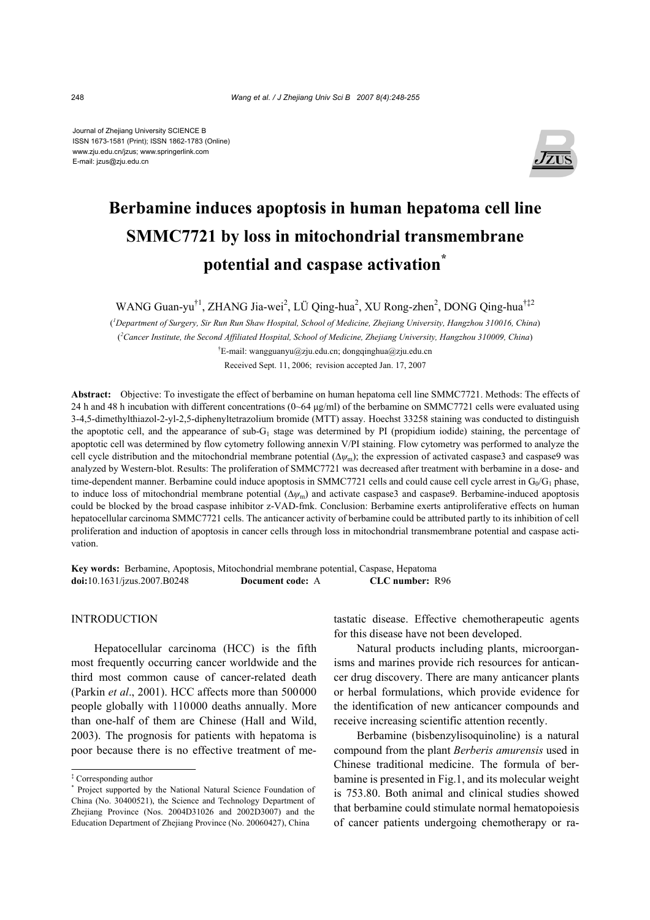Journal of Zhejiang University SCIENCE B
ISSN 1673-1581 (Print); ISSN 1862-1783 (Online)
www.zju.edu.cn/jzus; www.springerlink.com
E-mail: jzus@zju.edu.cn

# Berbamine induces apoptosis in human hepatoma cell line SMMC7721 by loss in mitochondrial transmembrane potential and caspase activation*

WANG Guan-yu[†1], ZHANG Jia-wei[2], LÜ Qing-hua[2], XU Rong-zhen[2], DONG Qing-hua[†‡2]

([1]Department of Surgery, Sir Run Run Shaw Hospital, School of Medicine, Zhejiang University, Hangzhou 310016, China)

([2]Cancer Institute, the Second Affiliated Hospital, School of Medicine, Zhejiang University, Hangzhou 310009, China)

[†]E-mail: wangguanyu@zju.edu.cn; dongqinghua@zju.edu.cn

Received Sept. 11, 2006; revision accepted Jan. 17, 2007

**Abstract:** Objective: To investigate the effect of berbamine on human hepatoma cell line SMMC7721. Methods: The effects of 24 h and 48 h incubation with different concentrations (0~64 μg/ml) of the berbamine on SMMC7721 cells were evaluated using 3-4,5-dimethylthiazol-2-yl-2,5-diphenyltetrazolium bromide (MTT) assay. Hoechst 33258 staining was conducted to distinguish the apoptotic cell, and the appearance of sub-$G_1$ stage was determined by PI (propidium iodide) staining, the percentage of apoptotic cell was determined by flow cytometry following annexin V/PI staining. Flow cytometry was performed to analyze the cell cycle distribution and the mitochondrial membrane potential ($\Delta\psi_m$); the expression of activated caspase3 and caspase9 was analyzed by Western-blot. Results: The proliferation of SMMC7721 was decreased after treatment with berbamine in a dose- and time-dependent manner. Berbamine could induce apoptosis in SMMC7721 cells and could cause cell cycle arrest in $G_0/G_1$ phase, to induce loss of mitochondrial membrane potential ($\Delta\psi_m$) and activate caspase3 and caspase9. Berbamine-induced apoptosis could be blocked by the broad caspase inhibitor z-VAD-fmk. Conclusion: Berbamine exerts antiproliferative effects on human hepatocellular carcinoma SMMC7721 cells. The anticancer activity of berbamine could be attributed partly to its inhibition of cell proliferation and induction of apoptosis in cancer cells through loss in mitochondrial transmembrane potential and caspase activation.

**Key words:** Berbamine, Apoptosis, Mitochondrial membrane potential, Caspase, Hepatoma

**doi:**10.1631/jzus.2007.B0248 **Document code:** A **CLC number:** R96

## INTRODUCTION

Hepatocellular carcinoma (HCC) is the fifth most frequently occurring cancer worldwide and the third most common cause of cancer-related death (Parkin *et al*., 2001). HCC affects more than 500000 people globally with 110000 deaths annually. More than one-half of them are Chinese (Hall and Wild, 2003). The prognosis for patients with hepatoma is poor because there is no effective treatment of metastatic disease. Effective chemotherapeutic agents for this disease have not been developed.

Natural products including plants, microorganisms and marines provide rich resources for anticancer drug discovery. There are many anticancer plants or herbal formulations, which provide evidence for the identification of new anticancer compounds and receive increasing scientific attention recently.

Berbamine (bisbenzylisoquinoline) is a natural compound from the plant *Berberis amurensis* used in Chinese traditional medicine. The formula of berbamine is presented in Fig.1, and its molecular weight is 753.80. Both animal and clinical studies showed that berbamine could stimulate normal hematopoiesis of cancer patients undergoing chemotherapy or ra-

‡ Corresponding author

* Project supported by the National Natural Science Foundation of China (No. 30400521), the Science and Technology Department of Zhejiang Province (Nos. 2004D31026 and 2002D3007) and the Education Department of Zhejiang Province (No. 20060427), China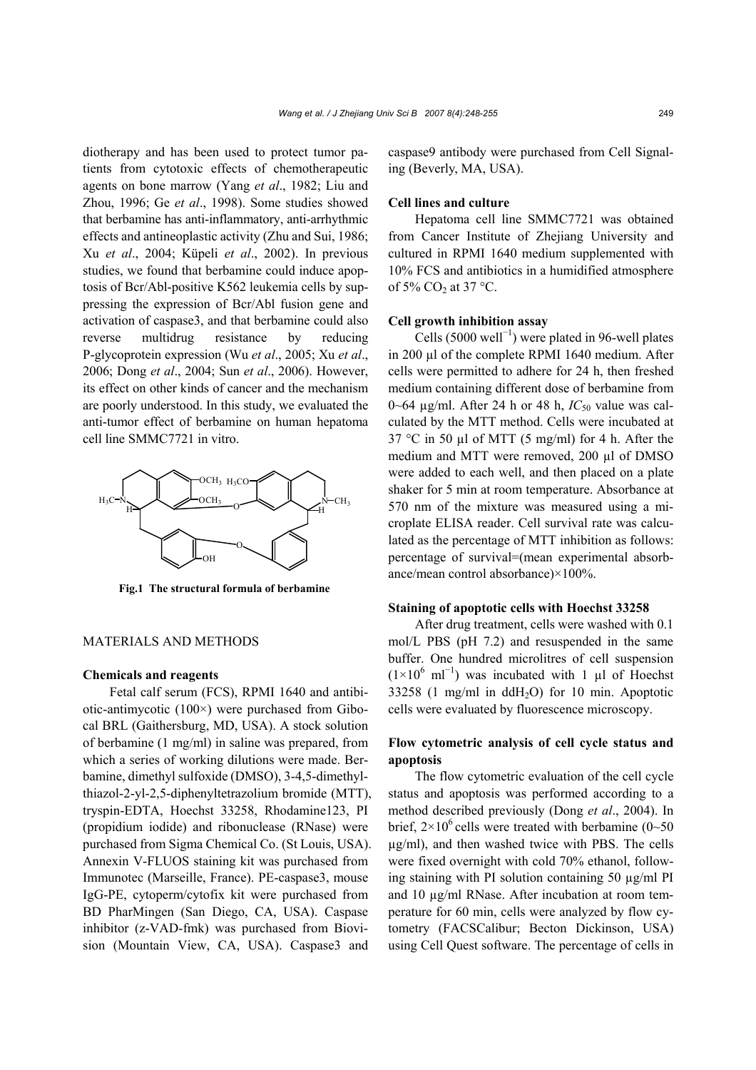diotherapy and has been used to protect tumor patients from cytotoxic effects of chemotherapeutic agents on bone marrow (Yang *et al*., 1982; Liu and Zhou, 1996; Ge *et al*., 1998). Some studies showed that berbamine has anti-inflammatory, anti-arrhythmic effects and antineoplastic activity (Zhu and Sui, 1986; Xu *et al*., 2004; Küpeli *et al*., 2002). In previous studies, we found that berbamine could induce apoptosis of Bcr/Abl-positive K562 leukemia cells by suppressing the expression of Bcr/Abl fusion gene and activation of caspase3, and that berbamine could also reverse multidrug resistance by reducing P-glycoprotein expression (Wu *et al*., 2005; Xu *et al*., 2006; Dong *et al*., 2004; Sun *et al*., 2006). However, its effect on other kinds of cancer and the mechanism are poorly understood. In this study, we evaluated the anti-tumor effect of berbamine on human hepatoma cell line SMMC7721 in vitro.

**Fig.1 The structural formula of berbamine**

## MATERIALS AND METHODS

### Chemicals and reagents

Fetal calf serum (FCS), RPMI 1640 and antibiotic-antimycotic (100×) were purchased from Gibocal BRL (Gaithersburg, MD, USA). A stock solution of berbamine (1 mg/ml) in saline was prepared, from which a series of working dilutions were made. Berbamine, dimethyl sulfoxide (DMSO), 3-4,5-dimethylthiazol-2-yl-2,5-diphenyltetrazolium bromide (MTT), tryspin-EDTA, Hoechst 33258, Rhodamine123, PI (propidium iodide) and ribonuclease (RNase) were purchased from Sigma Chemical Co. (St Louis, USA). Annexin V-FLUOS staining kit was purchased from Immunotec (Marseille, France). PE-caspase3, mouse IgG-PE, cytoperm/cytofix kit were purchased from BD PharMingen (San Diego, CA, USA). Caspase inhibitor (z-VAD-fmk) was purchased from Biovision (Mountain View, CA, USA). Caspase3 and caspase9 antibody were purchased from Cell Signaling (Beverly, MA, USA).

### Cell lines and culture

Hepatoma cell line SMMC7721 was obtained from Cancer Institute of Zhejiang University and cultured in RPMI 1640 medium supplemented with 10% FCS and antibiotics in a humidified atmosphere of 5% $CO_2$ at 37 °C.

### Cell growth inhibition assay

Cells (5000 well$^{-1}$) were plated in 96-well plates in 200 µl of the complete RPMI 1640 medium. After cells were permitted to adhere for 24 h, then freshed medium containing different dose of berbamine from 0~64 µg/ml. After 24 h or 48 h, $IC_{50}$ value was calculated by the MTT method. Cells were incubated at 37 °C in 50 µl of MTT (5 mg/ml) for 4 h. After the medium and MTT were removed, 200 µl of DMSO were added to each well, and then placed on a plate shaker for 5 min at room temperature. Absorbance at 570 nm of the mixture was measured using a microplate ELISA reader. Cell survival rate was calculated as the percentage of MTT inhibition as follows: percentage of survival=(mean experimental absorbance/mean control absorbance)×100%.

### Staining of apoptotic cells with Hoechst 33258

After drug treatment, cells were washed with 0.1 mol/L PBS (pH 7.2) and resuspended in the same buffer. One hundred microlitres of cell suspension ($1\times10^6$ ml$^{-1}$) was incubated with 1 µl of Hoechst 33258 (1 mg/ml in $ddH_2O$) for 10 min. Apoptotic cells were evaluated by fluorescence microscopy.

### Flow cytometric analysis of cell cycle status and apoptosis

The flow cytometric evaluation of the cell cycle status and apoptosis was performed according to a method described previously (Dong *et al*., 2004). In brief, $2\times10^6$ cells were treated with berbamine (0~50 µg/ml), and then washed twice with PBS. The cells were fixed overnight with cold 70% ethanol, following staining with PI solution containing 50 µg/ml PI and 10 µg/ml RNase. After incubation at room temperature for 60 min, cells were analyzed by flow cytometry (FACSCalibur; Becton Dickinson, USA) using Cell Quest software. The percentage of cells in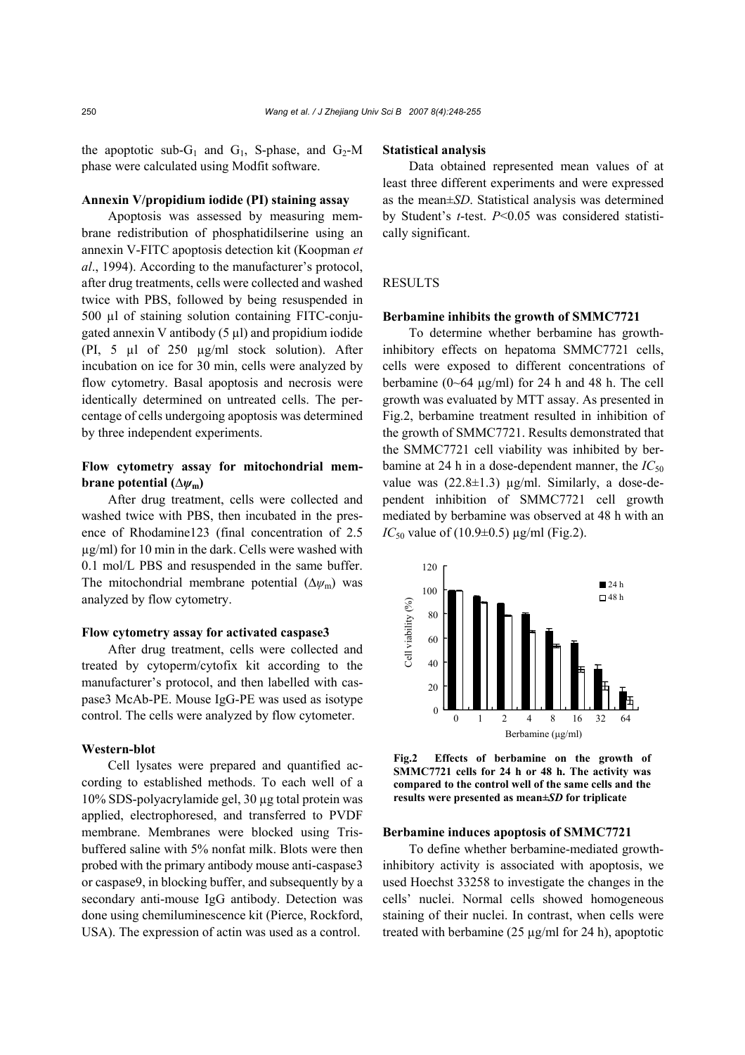the apoptotic sub-$G_1$ and $G_1$, S-phase, and $G_2$-M phase were calculated using Modfit software.

**Annexin V/propidium iodide (PI) staining assay**

Apoptosis was assessed by measuring membrane redistribution of phosphatidilserine using an annexin V-FITC apoptosis detection kit (Koopman *et al*., 1994). According to the manufacturer's protocol, after drug treatments, cells were collected and washed twice with PBS, followed by being resuspended in 500 µl of staining solution containing FITC-conjugated annexin V antibody (5 µl) and propidium iodide (PI, 5 µl of 250 µg/ml stock solution). After incubation on ice for 30 min, cells were analyzed by flow cytometry. Basal apoptosis and necrosis were identically determined on untreated cells. The percentage of cells undergoing apoptosis was determined by three independent experiments.

**Flow cytometry assay for mitochondrial membrane potential ($\Delta\psi_m$)**

After drug treatment, cells were collected and washed twice with PBS, then incubated in the presence of Rhodamine123 (final concentration of 2.5 µg/ml) for 10 min in the dark. Cells were washed with 0.1 mol/L PBS and resuspended in the same buffer. The mitochondrial membrane potential ($\Delta\psi_m$) was analyzed by flow cytometry.

**Flow cytometry assay for activated caspase3**

After drug treatment, cells were collected and treated by cytoperm/cytofix kit according to the manufacturer's protocol, and then labelled with caspase3 McAb-PE. Mouse IgG-PE was used as isotype control. The cells were analyzed by flow cytometer.

**Western-blot**

Cell lysates were prepared and quantified according to established methods. To each well of a 10% SDS-polyacrylamide gel, 30 µg total protein was applied, electrophoresed, and transferred to PVDF membrane. Membranes were blocked using Tris-buffered saline with 5% nonfat milk. Blots were then probed with the primary antibody mouse anti-caspase3 or caspase9, in blocking buffer, and subsequently by a secondary anti-mouse IgG antibody. Detection was done using chemiluminescence kit (Pierce, Rockford, USA). The expression of actin was used as a control.

**Statistical analysis**

Data obtained represented mean values of at least three different experiments and were expressed as the mean±*SD*. Statistical analysis was determined by Student's *t*-test. $P<0.05$ was considered statistically significant.

## RESULTS

**Berbamine inhibits the growth of SMMC7721**

To determine whether berbamine has growth-inhibitory effects on hepatoma SMMC7721 cells, cells were exposed to different concentrations of berbamine (0~64 µg/ml) for 24 h and 48 h. The cell growth was evaluated by MTT assay. As presented in Fig.2, berbamine treatment resulted in inhibition of the growth of SMMC7721. Results demonstrated that the SMMC7721 cell viability was inhibited by berbamine at 24 h in a dose-dependent manner, the $IC_{50}$ value was (22.8±1.3) µg/ml. Similarly, a dose-dependent inhibition of SMMC7721 cell growth mediated by berbamine was observed at 48 h with an $IC_{50}$ value of (10.9±0.5) µg/ml (Fig.2).

**Fig.2 Effects of berbamine on the growth of SMMC7721 cells for 24 h or 48 h. The activity was compared to the control well of the same cells and the results were presented as mean±*SD* for triplicate**

**Berbamine induces apoptosis of SMMC7721**

To define whether berbamine-mediated growth-inhibitory activity is associated with apoptosis, we used Hoechst 33258 to investigate the changes in the cells' nuclei. Normal cells showed homogeneous staining of their nuclei. In contrast, when cells were treated with berbamine (25 µg/ml for 24 h), apoptotic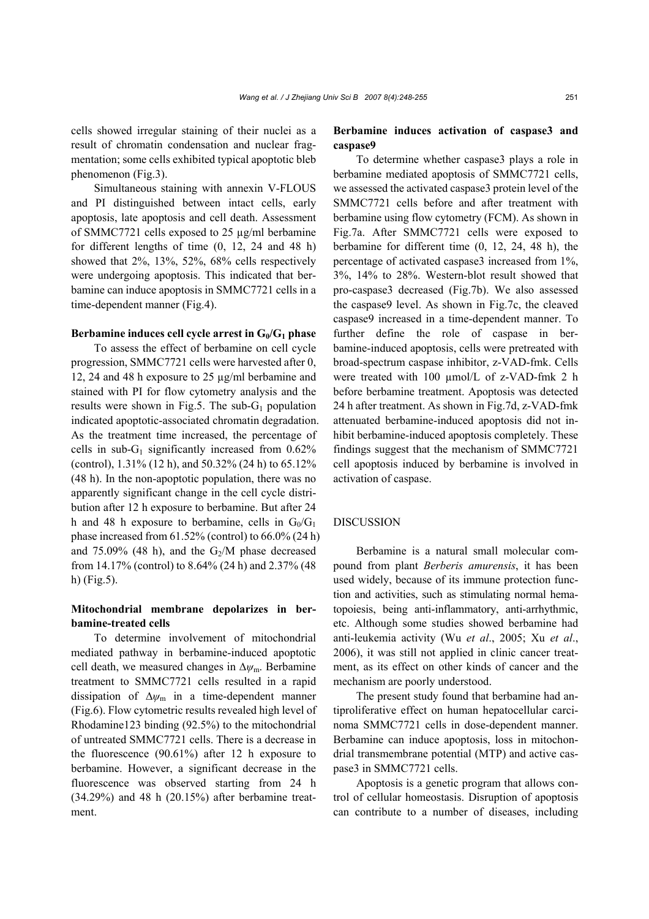cells showed irregular staining of their nuclei as a result of chromatin condensation and nuclear fragmentation; some cells exhibited typical apoptotic bleb phenomenon (Fig.3).

Simultaneous staining with annexin V-FLOUS and PI distinguished between intact cells, early apoptosis, late apoptosis and cell death. Assessment of SMMC7721 cells exposed to 25 μg/ml berbamine for different lengths of time (0, 12, 24 and 48 h) showed that 2%, 13%, 52%, 68% cells respectively were undergoing apoptosis. This indicated that berbamine can induce apoptosis in SMMC7721 cells in a time-dependent manner (Fig.4).

**Berbamine induces cell cycle arrest in $G_0/G_1$ phase**

To assess the effect of berbamine on cell cycle progression, SMMC7721 cells were harvested after 0, 12, 24 and 48 h exposure to 25 μg/ml berbamine and stained with PI for flow cytometry analysis and the results were shown in Fig.5. The sub-$G_1$ population indicated apoptotic-associated chromatin degradation. As the treatment time increased, the percentage of cells in sub-$G_1$ significantly increased from 0.62% (control), 1.31% (12 h), and 50.32% (24 h) to 65.12% (48 h). In the non-apoptotic population, there was no apparently significant change in the cell cycle distribution after 12 h exposure to berbamine. But after 24 h and 48 h exposure to berbamine, cells in $G_0/G_1$ phase increased from 61.52% (control) to 66.0% (24 h) and 75.09% (48 h), and the $G_2$/M phase decreased from 14.17% (control) to 8.64% (24 h) and 2.37% (48 h) (Fig.5).

**Mitochondrial membrane depolarizes in berbamine-treated cells**

To determine involvement of mitochondrial mediated pathway in berbamine-induced apoptotic cell death, we measured changes in $\Delta\psi_m$. Berbamine treatment to SMMC7721 cells resulted in a rapid dissipation of $\Delta\psi_m$ in a time-dependent manner (Fig.6). Flow cytometric results revealed high level of Rhodamine123 binding (92.5%) to the mitochondrial of untreated SMMC7721 cells. There is a decrease in the fluorescence (90.61%) after 12 h exposure to berbamine. However, a significant decrease in the fluorescence was observed starting from 24 h (34.29%) and 48 h (20.15%) after berbamine treatment.

**Berbamine induces activation of caspase3 and caspase9**

To determine whether caspase3 plays a role in berbamine mediated apoptosis of SMMC7721 cells, we assessed the activated caspase3 protein level of the SMMC7721 cells before and after treatment with berbamine using flow cytometry (FCM). As shown in Fig.7a. After SMMC7721 cells were exposed to berbamine for different time (0, 12, 24, 48 h), the percentage of activated caspase3 increased from 1%, 3%, 14% to 28%. Western-blot result showed that pro-caspase3 decreased (Fig.7b). We also assessed the caspase9 level. As shown in Fig.7c, the cleaved caspase9 increased in a time-dependent manner. To further define the role of caspase in berbamine-induced apoptosis, cells were pretreated with broad-spectrum caspase inhibitor, z-VAD-fmk. Cells were treated with 100 μmol/L of z-VAD-fmk 2 h before berbamine treatment. Apoptosis was detected 24 h after treatment. As shown in Fig.7d, z-VAD-fmk attenuated berbamine-induced apoptosis did not inhibit berbamine-induced apoptosis completely. These findings suggest that the mechanism of SMMC7721 cell apoptosis induced by berbamine is involved in activation of caspase.

## DISCUSSION

Berbamine is a natural small molecular compound from plant *Berberis amurensis*, it has been used widely, because of its immune protection function and activities, such as stimulating normal hematopoiesis, being anti-inflammatory, anti-arrhythmic, etc. Although some studies showed berbamine had anti-leukemia activity (Wu *et al*., 2005; Xu *et al*., 2006), it was still not applied in clinic cancer treatment, as its effect on other kinds of cancer and the mechanism are poorly understood.

The present study found that berbamine had antiproliferative effect on human hepatocellular carcinoma SMMC7721 cells in dose-dependent manner. Berbamine can induce apoptosis, loss in mitochondrial transmembrane potential (MTP) and active caspase3 in SMMC7721 cells.

Apoptosis is a genetic program that allows control of cellular homeostasis. Disruption of apoptosis can contribute to a number of diseases, including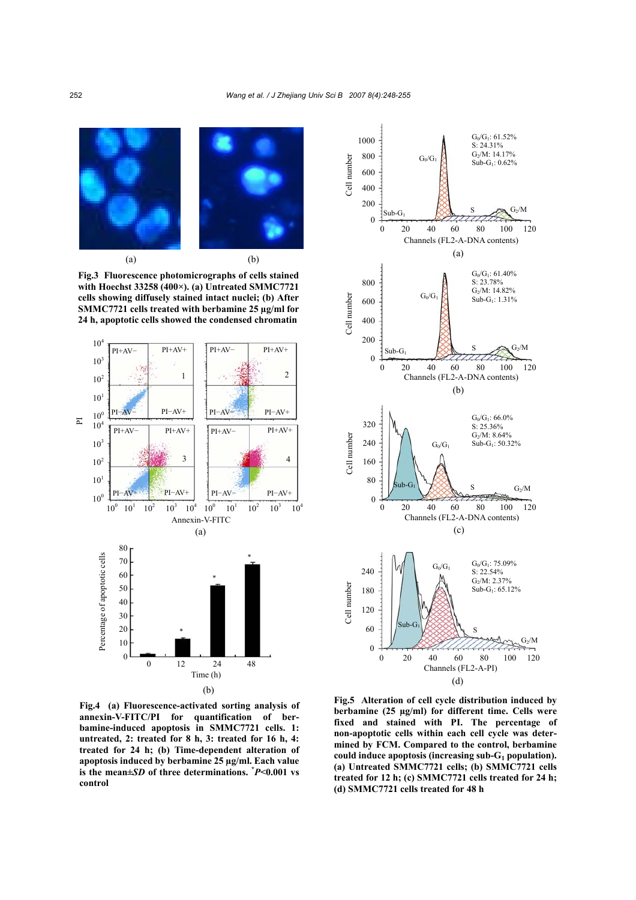**Fig.3 Fluorescence photomicrographs of cells stained with Hoechst 33258 (400×). (a) Untreated SMMC7721 cells showing diffusely stained intact nuclei; (b) After SMMC7721 cells treated with berbamine 25 μg/ml for 24 h, apoptotic cells showed the condensed chromatin**

**Fig.4 (a) Fluorescence-activated sorting analysis of annexin-V-FITC/PI for quantification of berbamine-induced apoptosis in SMMC7721 cells. 1: untreated, 2: treated for 8 h, 3: treated for 16 h, 4: treated for 24 h; (b) Time-dependent alteration of apoptosis induced by berbamine 25 μg/ml. Each value is the mean±*SD* of three determinations. [*]*P*<0.001 vs control**

**Fig.5 Alteration of cell cycle distribution induced by berbamine (25 μg/ml) for different time. Cells were fixed and stained with PI. The percentage of non-apoptotic cells within each cell cycle was determined by FCM. Compared to the control, berbamine could induce apoptosis (increasing sub-$G_1$ population). (a) Untreated SMMC7721 cells; (b) SMMC7721 cells treated for 12 h; (c) SMMC7721 cells treated for 24 h; (d) SMMC7721 cells treated for 48 h**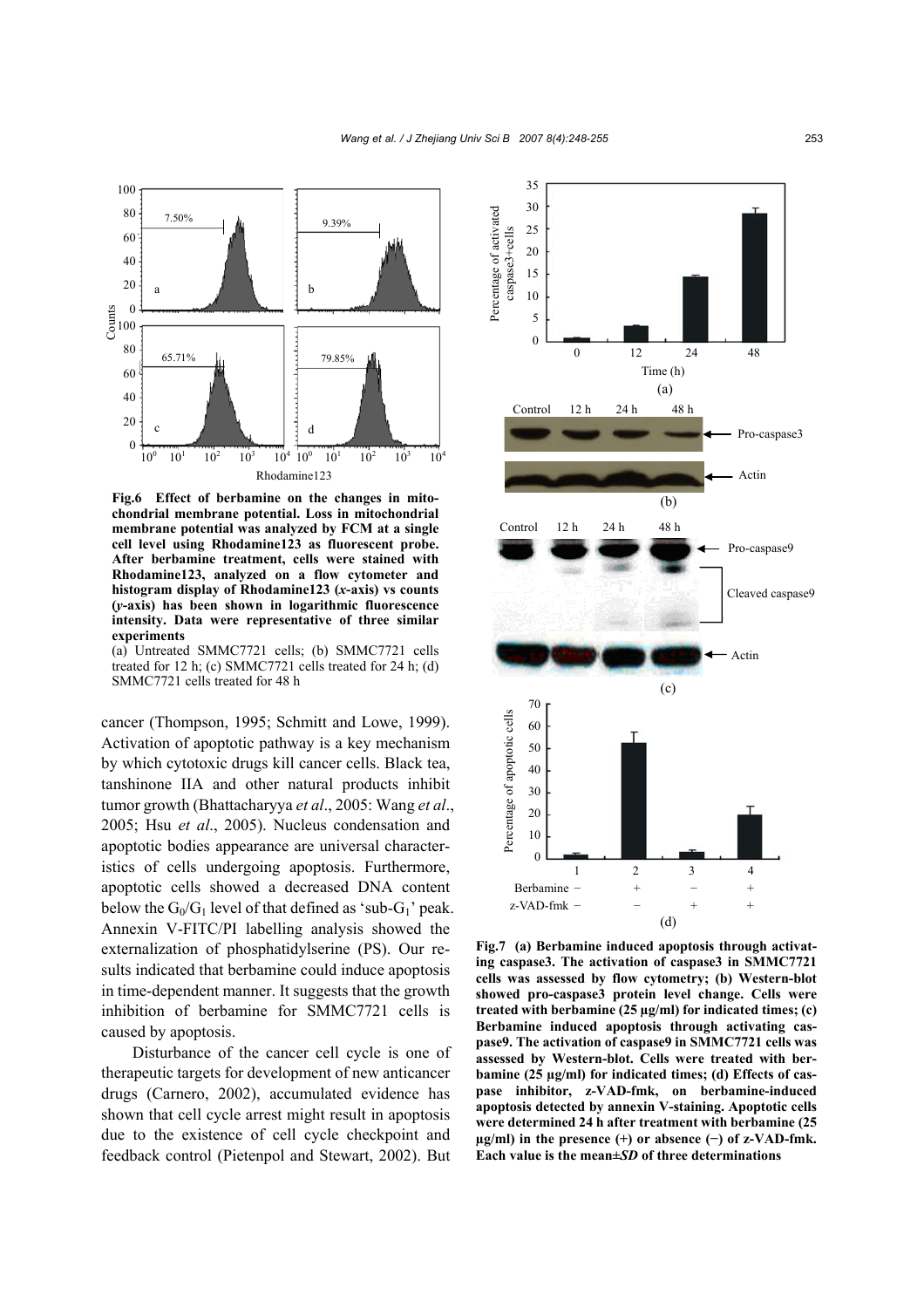**Fig.6 Effect of berbamine on the changes in mitochondrial membrane potential. Loss in mitochondrial membrane potential was analyzed by FCM at a single cell level using Rhodamine123 as fluorescent probe. After berbamine treatment, cells were stained with Rhodamine123, analyzed on a flow cytometer and histogram display of Rhodamine123 (*x*-axis) vs counts (*y*-axis) has been shown in logarithmic fluorescence intensity. Data were representative of three similar experiments**

(a) Untreated SMMC7721 cells; (b) SMMC7721 cells treated for 12 h; (c) SMMC7721 cells treated for 24 h; (d) SMMC7721 cells treated for 48 h

cancer (Thompson, 1995; Schmitt and Lowe, 1999). Activation of apoptotic pathway is a key mechanism by which cytotoxic drugs kill cancer cells. Black tea, tanshinone IIA and other natural products inhibit tumor growth (Bhattacharyya *et al*., 2005: Wang *et al*., 2005; Hsu *et al*., 2005). Nucleus condensation and apoptotic bodies appearance are universal characteristics of cells undergoing apoptosis. Furthermore, apoptotic cells showed a decreased DNA content below the $G_0/G_1$ level of that defined as 'sub-$G_1$' peak. Annexin V-FITC/PI labelling analysis showed the externalization of phosphatidylserine (PS). Our results indicated that berbamine could induce apoptosis in time-dependent manner. It suggests that the growth inhibition of berbamine for SMMC7721 cells is caused by apoptosis.

Disturbance of the cancer cell cycle is one of therapeutic targets for development of new anticancer drugs (Carnero, 2002), accumulated evidence has shown that cell cycle arrest might result in apoptosis due to the existence of cell cycle checkpoint and feedback control (Pietenpol and Stewart, 2002). But

**Fig.7 (a) Berbamine induced apoptosis through activating caspase3. The activation of caspase3 in SMMC7721 cells was assessed by flow cytometry; (b) Western-blot showed pro-caspase3 protein level change. Cells were treated with berbamine (25 μg/ml) for indicated times; (c) Berbamine induced apoptosis through activating caspase9. The activation of caspase9 in SMMC7721 cells was assessed by Western-blot. Cells were treated with berbamine (25 μg/ml) for indicated times; (d) Effects of caspase inhibitor, z-VAD-fmk, on berbamine-induced apoptosis detected by annexin V-staining. Apoptotic cells were determined 24 h after treatment with berbamine (25 μg/ml) in the presence (+) or absence (−) of z-VAD-fmk. Each value is the mean±*SD* of three determinations**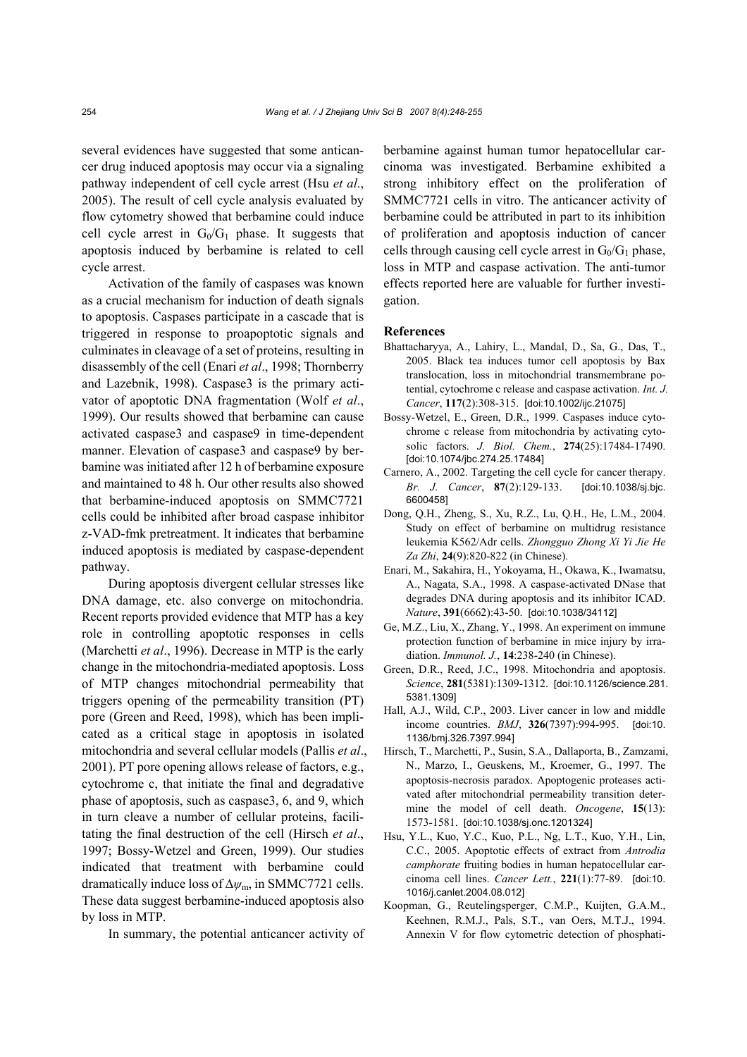several evidences have suggested that some anticancer drug induced apoptosis may occur via a signaling pathway independent of cell cycle arrest (Hsu *et al*., 2005). The result of cell cycle analysis evaluated by flow cytometry showed that berbamine could induce cell cycle arrest in $G_0/G_1$ phase. It suggests that apoptosis induced by berbamine is related to cell cycle arrest.

Activation of the family of caspases was known as a crucial mechanism for induction of death signals to apoptosis. Caspases participate in a cascade that is triggered in response to proapoptotic signals and culminates in cleavage of a set of proteins, resulting in disassembly of the cell (Enari *et al*., 1998; Thornberry and Lazebnik, 1998). Caspase3 is the primary activator of apoptotic DNA fragmentation (Wolf *et al*., 1999). Our results showed that berbamine can cause activated caspase3 and caspase9 in time-dependent manner. Elevation of caspase3 and caspase9 by berbamine was initiated after 12 h of berbamine exposure and maintained to 48 h. Our other results also showed that berbamine-induced apoptosis on SMMC7721 cells could be inhibited after broad caspase inhibitor z-VAD-fmk pretreatment. It indicates that berbamine induced apoptosis is mediated by caspase-dependent pathway.

During apoptosis divergent cellular stresses like DNA damage, etc. also converge on mitochondria. Recent reports provided evidence that MTP has a key role in controlling apoptotic responses in cells (Marchetti *et al*., 1996). Decrease in MTP is the early change in the mitochondria-mediated apoptosis. Loss of MTP changes mitochondrial permeability that triggers opening of the permeability transition (PT) pore (Green and Reed, 1998), which has been implicated as a critical stage in apoptosis in isolated mitochondria and several cellular models (Pallis *et al*., 2001). PT pore opening allows release of factors, e.g., cytochrome c, that initiate the final and degradative phase of apoptosis, such as caspase3, 6, and 9, which in turn cleave a number of cellular proteins, facilitating the final destruction of the cell (Hirsch *et al*., 1997; Bossy-Wetzel and Green, 1999). Our studies indicated that treatment with berbamine could dramatically induce loss of $\Delta\psi_m$ in SMMC7721 cells. These data suggest berbamine-induced apoptosis also by loss in MTP.

In summary, the potential anticancer activity of berbamine against human tumor hepatocellular carcinoma was investigated. Berbamine exhibited a strong inhibitory effect on the proliferation of SMMC7721 cells in vitro. The anticancer activity of berbamine could be attributed in part to its inhibition of proliferation and apoptosis induction of cancer cells through causing cell cycle arrest in $G_0/G_1$ phase, loss in MTP and caspase activation. The anti-tumor effects reported here are valuable for further investigation.

## References

Bhattacharyya, A., Lahiry, L., Mandal, D., Sa, G., Das, T., 2005. Black tea induces tumor cell apoptosis by Bax translocation, loss in mitochondrial transmembrane potential, cytochrome c release and caspase activation. *Int. J. Cancer*, **117**(2):308-315. [doi:10.1002/ijc.21075]

Bossy-Wetzel, E., Green, D.R., 1999. Caspases induce cytochrome c release from mitochondria by activating cytosolic factors. *J. Biol. Chem.*, **274**(25):17484-17490. [doi:10.1074/jbc.274.25.17484]

Carnero, A., 2002. Targeting the cell cycle for cancer therapy. *Br. J. Cancer*, **87**(2):129-133. [doi:10.1038/sj.bjc.6600458]

Dong, Q.H., Zheng, S., Xu, R.Z., Lu, Q.H., He, L.M., 2004. Study on effect of berbamine on multidrug resistance leukemia K562/Adr cells. *Zhongguo Zhong Xi Yi Jie He Za Zhi*, **24**(9):820-822 (in Chinese).

Enari, M., Sakahira, H., Yokoyama, H., Okawa, K., Iwamatsu, A., Nagata, S.A., 1998. A caspase-activated DNase that degrades DNA during apoptosis and its inhibitor ICAD. *Nature*, **391**(6662):43-50. [doi:10.1038/34112]

Ge, M.Z., Liu, X., Zhang, Y., 1998. An experiment on immune protection function of berbamine in mice injury by irradiation. *Immunol. J.*, **14**:238-240 (in Chinese).

Green, D.R., Reed, J.C., 1998. Mitochondria and apoptosis. *Science*, **281**(5381):1309-1312. [doi:10.1126/science.281.5381.1309]

Hall, A.J., Wild, C.P., 2003. Liver cancer in low and middle income countries. *BMJ*, **326**(7397):994-995. [doi:10.1136/bmj.326.7397.994]

Hirsch, T., Marchetti, P., Susin, S.A., Dallaporta, B., Zamzami, N., Marzo, I., Geuskens, M., Kroemer, G., 1997. The apoptosis-necrosis paradox. Apoptogenic proteases activated after mitochondrial permeability transition determine the model of cell death. *Oncogene*, **15**(13):1573-1581. [doi:10.1038/sj.onc.1201324]

Hsu, Y.L., Kuo, Y.C., Kuo, P.L., Ng, L.T., Kuo, Y.H., Lin, C.C., 2005. Apoptotic effects of extract from *Antrodia camphorate* fruiting bodies in human hepatocellular carcinoma cell lines. *Cancer Lett.*, **221**(1):77-89. [doi:10.1016/j.canlet.2004.08.012]

Koopman, G., Reutelingsperger, C.M.P., Kuijten, G.A.M., Keehnen, R.M.J., Pals, S.T., van Oers, M.T.J., 1994. Annexin V for flow cytometric detection of phosphati-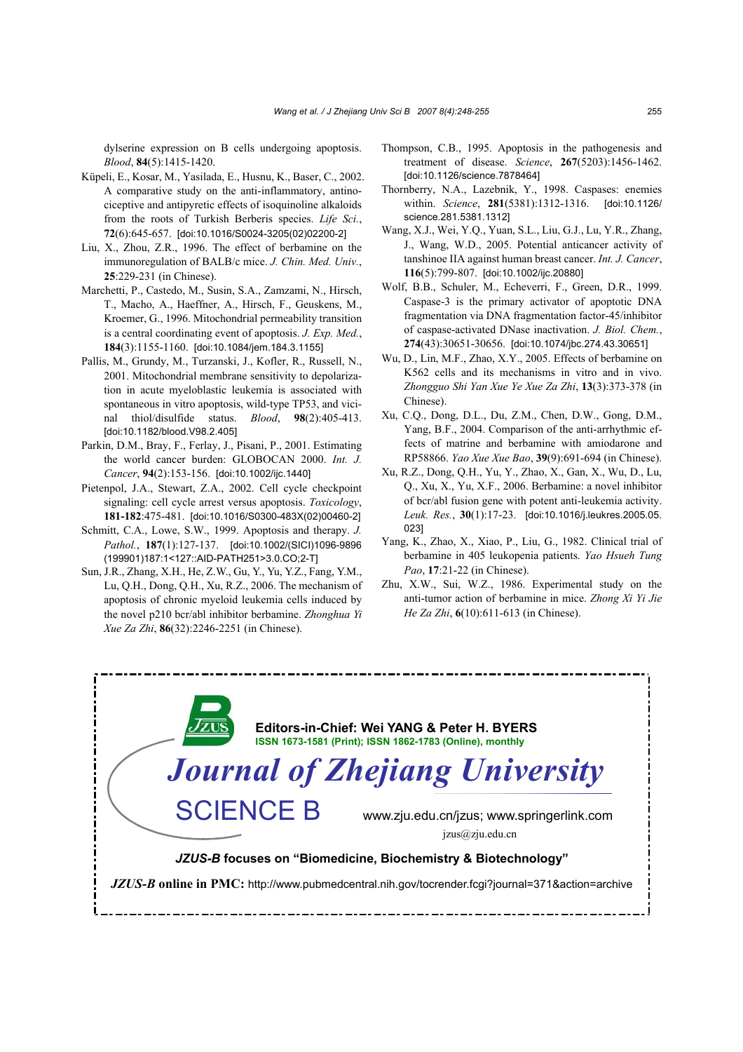dylserine expression on B cells undergoing apoptosis. *Blood*, **84**(5):1415-1420.

Küpeli, E., Kosar, M., Yasilada, E., Husnu, K., Baser, C., 2002. A comparative study on the anti-inflammatory, antinociceptive and antipyretic effects of isoquinoline alkaloids from the roots of Turkish Berberis species. *Life Sci.*, **72**(6):645-657. [doi:10.1016/S0024-3205(02)02200-2]

Liu, X., Zhou, Z.R., 1996. The effect of berbamine on the immunoregulation of BALB/c mice. *J. Chin. Med. Univ.*, **25**:229-231 (in Chinese).

Marchetti, P., Castedo, M., Susin, S.A., Zamzami, N., Hirsch, T., Macho, A., Haeffner, A., Hirsch, F., Geuskens, M., Kroemer, G., 1996. Mitochondrial permeability transition is a central coordinating event of apoptosis. *J. Exp. Med.*, **184**(3):1155-1160. [doi:10.1084/jem.184.3.1155]

Pallis, M., Grundy, M., Turzanski, J., Kofler, R., Russell, N., 2001. Mitochondrial membrane sensitivity to depolarization in acute myeloblastic leukemia is associated with spontaneous in vitro apoptosis, wild-type TP53, and vicinal thiol/disulfide status. *Blood*, **98**(2):405-413. [doi:10.1182/blood.V98.2.405]

Parkin, D.M., Bray, F., Ferlay, J., Pisani, P., 2001. Estimating the world cancer burden: GLOBOCAN 2000. *Int. J. Cancer*, **94**(2):153-156. [doi:10.1002/ijc.1440]

Pietenpol, J.A., Stewart, Z.A., 2002. Cell cycle checkpoint signaling: cell cycle arrest versus apoptosis. *Toxicology*, **181-182**:475-481. [doi:10.1016/S0300-483X(02)00460-2]

Schmitt, C.A., Lowe, S.W., 1999. Apoptosis and therapy. *J. Pathol.*, **187**(1):127-137. [doi:10.1002/(SICI)1096-9896(199901)187:1<127::AID-PATH251>3.0.CO;2-T]

Sun, J.R., Zhang, X.H., He, Z.W., Gu, Y., Yu, Y.Z., Fang, Y.M., Lu, Q.H., Dong, Q.H., Xu, R.Z., 2006. The mechanism of apoptosis of chronic myeloid leukemia cells induced by the novel p210 bcr/abl inhibitor berbamine. *Zhonghua Yi Xue Za Zhi*, **86**(32):2246-2251 (in Chinese).

Thompson, C.B., 1995. Apoptosis in the pathogenesis and treatment of disease. *Science*, **267**(5203):1456-1462. [doi:10.1126/science.7878464]

Thornberry, N.A., Lazebnik, Y., 1998. Caspases: enemies within. *Science*, **281**(5381):1312-1316. [doi:10.1126/science.281.5381.1312]

Wang, X.J., Wei, Y.Q., Yuan, S.L., Liu, G.J., Lu, Y.R., Zhang, J., Wang, W.D., 2005. Potential anticancer activity of tanshinoe IIA against human breast cancer. *Int. J. Cancer*, **116**(5):799-807. [doi:10.1002/ijc.20880]

Wolf, B.B., Schuler, M., Echeverri, F., Green, D.R., 1999. Caspase-3 is the primary activator of apoptotic DNA fragmentation via DNA fragmentation factor-45/inhibitor of caspase-activated DNase inactivation. *J. Biol. Chem.*, **274**(43):30651-30656. [doi:10.1074/jbc.274.43.30651]

Wu, D., Lin, M.F., Zhao, X.Y., 2005. Effects of berbamine on K562 cells and its mechanisms in vitro and in vivo. *Zhongguo Shi Yan Xue Ye Xue Za Zhi*, **13**(3):373-378 (in Chinese).

Xu, C.Q., Dong, D.L., Du, Z.M., Chen, D.W., Gong, D.M., Yang, B.F., 2004. Comparison of the anti-arrhythmic effects of matrine and berbamine with amiodarone and RP58866. *Yao Xue Xue Bao*, **39**(9):691-694 (in Chinese).

Xu, R.Z., Dong, Q.H., Yu, Y., Zhao, X., Gan, X., Wu, D., Lu, Q., Xu, X., Yu, X.F., 2006. Berbamine: a novel inhibitor of bcr/abl fusion gene with potent anti-leukemia activity. *Leuk. Res.*, **30**(1):17-23. [doi:10.1016/j.leukres.2005.05.023]

Yang, K., Zhao, X., Xiao, P., Liu, G., 1982. Clinical trial of berbamine in 405 leukopenia patients. *Yao Hsueh Tung Pao*, **17**:21-22 (in Chinese).

Zhu, X.W., Sui, W.Z., 1986. Experimental study on the anti-tumor action of berbamine in mice. *Zhong Xi Yi Jie He Za Zhi*, **6**(10):611-613 (in Chinese).

---

JZUS

**Editors-in-Chief: Wei YANG & Peter H. BYERS**
**ISSN 1673-1581 (Print); ISSN 1862-1783 (Online), monthly**

***Journal of Zhejiang University***

SCIENCE B

www.zju.edu.cn/jzus; www.springerlink.com

jzus@zju.edu.cn

***JZUS-B* focuses on "Biomedicine, Biochemistry & Biotechnology"**

***JZUS-B* online in PMC:** http://www.pubmedcentral.nih.gov/tocrender.fcgi?journal=371&action=archive